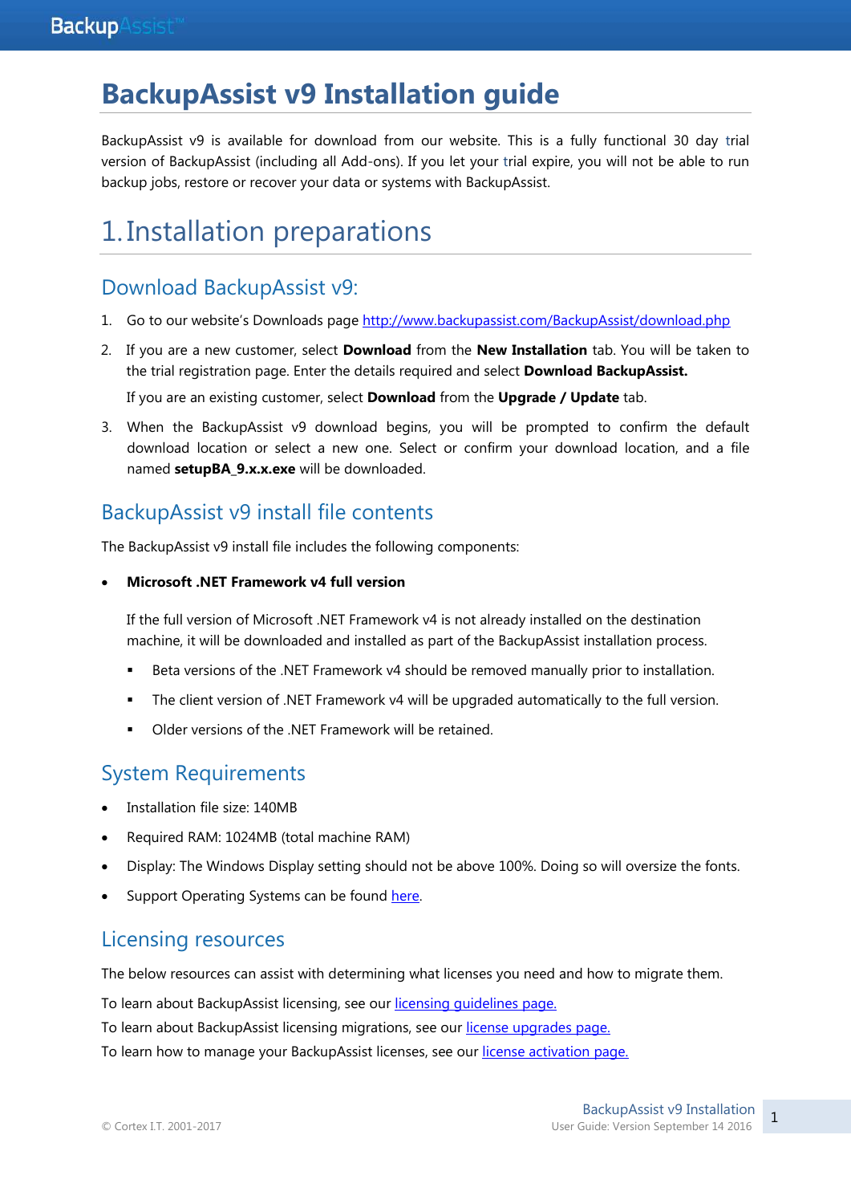# BackupAssist v9 Installation guide

BackupAssist v9 is available for download from our website. This is a fully functional 30 day trial version of BackupAssist (including all Add-ons). If you let your trial expire, you will not be able to run backup jobs, restore or recover your data or systems with BackupAssist.

# 1. Installation preparations

## Download BackupAssist v9:

1. Go to our website's Downloads page http://www.backupassist.com/BackupAssist/download.php
2. If you are a new customer, select **Download** from the **New Installation** tab. You will be taken to the trial registration page. Enter the details required and select **Download BackupAssist.**

   If you are an existing customer, select **Download** from the **Upgrade / Update** tab.
3. When the BackupAssist v9 download begins, you will be prompted to confirm the default download location or select a new one. Select or confirm your download location, and a file named **setupBA_9.x.x.exe** will be downloaded.

## BackupAssist v9 install file contents

The BackupAssist v9 install file includes the following components:

- **Microsoft .NET Framework v4 full version**

  If the full version of Microsoft .NET Framework v4 is not already installed on the destination machine, it will be downloaded and installed as part of the BackupAssist installation process.

  - Beta versions of the .NET Framework v4 should be removed manually prior to installation.
  - The client version of .NET Framework v4 will be upgraded automatically to the full version.
  - Older versions of the .NET Framework will be retained.

## System Requirements

- Installation file size: 140MB
- Required RAM: 1024MB (total machine RAM)
- Display: The Windows Display setting should not be above 100%. Doing so will oversize the fonts.
- Support Operating Systems can be found here.

## Licensing resources

The below resources can assist with determining what licenses you need and how to migrate them.

To learn about BackupAssist licensing, see our licensing guidelines page.
To learn about BackupAssist licensing migrations, see our license upgrades page.
To learn how to manage your BackupAssist licenses, see our license activation page.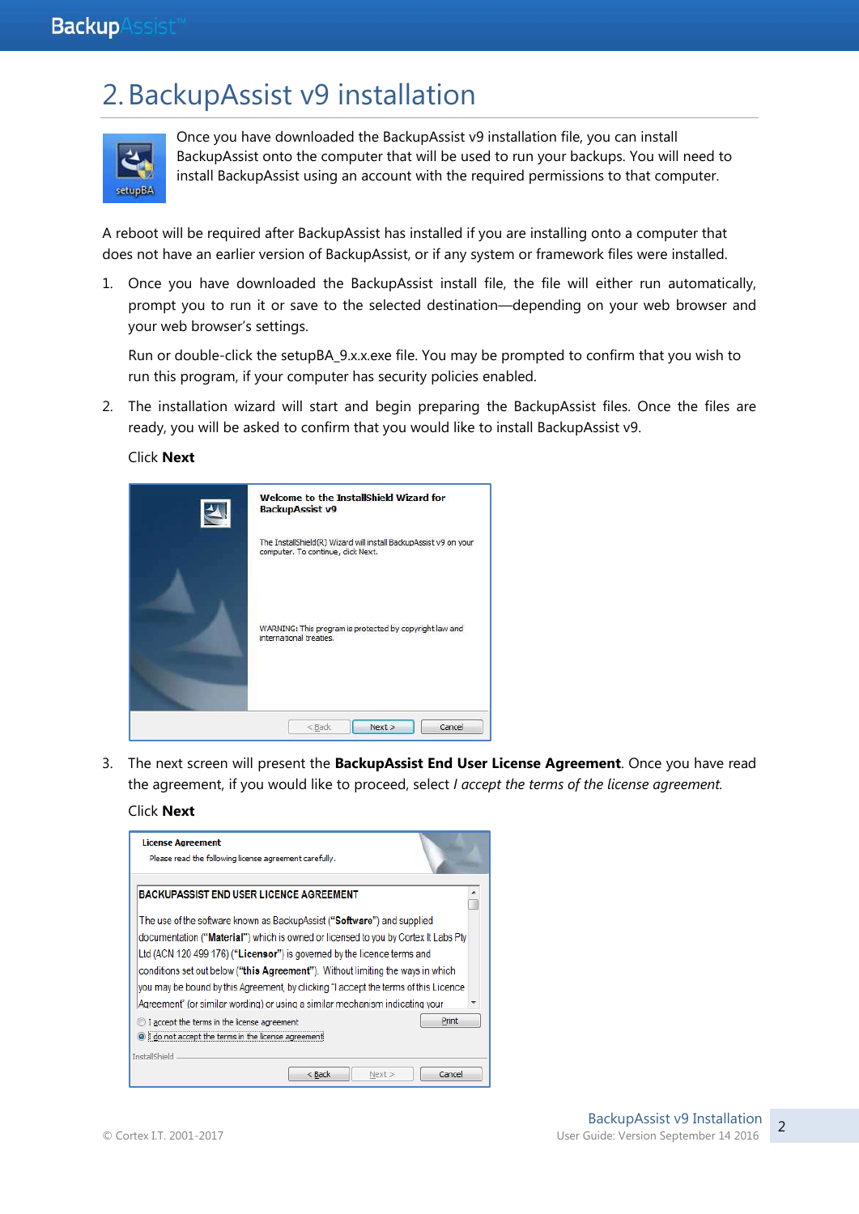# 2. BackupAssist v9 installation

Once you have downloaded the BackupAssist v9 installation file, you can install BackupAssist onto the computer that will be used to run your backups. You will need to install BackupAssist using an account with the required permissions to that computer.

A reboot will be required after BackupAssist has installed if you are installing onto a computer that does not have an earlier version of BackupAssist, or if any system or framework files were installed.

1. Once you have downloaded the BackupAssist install file, the file will either run automatically, prompt you to run it or save to the selected destination—depending on your web browser and your web browser's settings.

   Run or double-click the setupBA_9.x.x.exe file. You may be prompted to confirm that you wish to run this program, if your computer has security policies enabled.

2. The installation wizard will start and begin preparing the BackupAssist files. Once the files are ready, you will be asked to confirm that you would like to install BackupAssist v9.

   Click **Next**

3. The next screen will present the **BackupAssist End User License Agreement**. Once you have read the agreement, if you would like to proceed, select *I accept the terms of the license agreement.*

   Click **Next**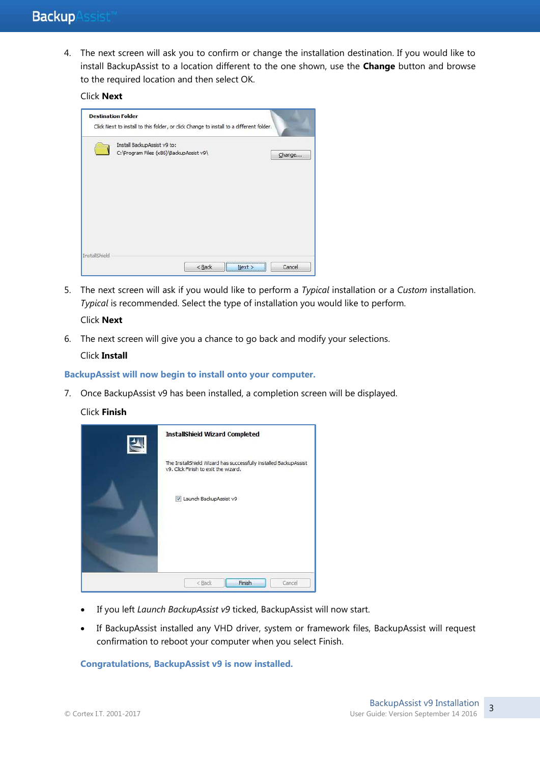4. The next screen will ask you to confirm or change the installation destination. If you would like to install BackupAssist to a location different to the one shown, use the **Change** button and browse to the required location and then select OK.

   Click **Next**

5. The next screen will ask if you would like to perform a *Typical* installation or a *Custom* installation. *Typical* is recommended. Select the type of installation you would like to perform.

   Click **Next**

6. The next screen will give you a chance to go back and modify your selections.

   Click **Install**

**BackupAssist will now begin to install onto your computer.**

7. Once BackupAssist v9 has been installed, a completion screen will be displayed.

   Click **Finish**

- If you left *Launch BackupAssist v9* ticked, BackupAssist will now start.
- If BackupAssist installed any VHD driver, system or framework files, BackupAssist will request confirmation to reboot your computer when you select Finish.

**Congratulations, BackupAssist v9 is now installed.**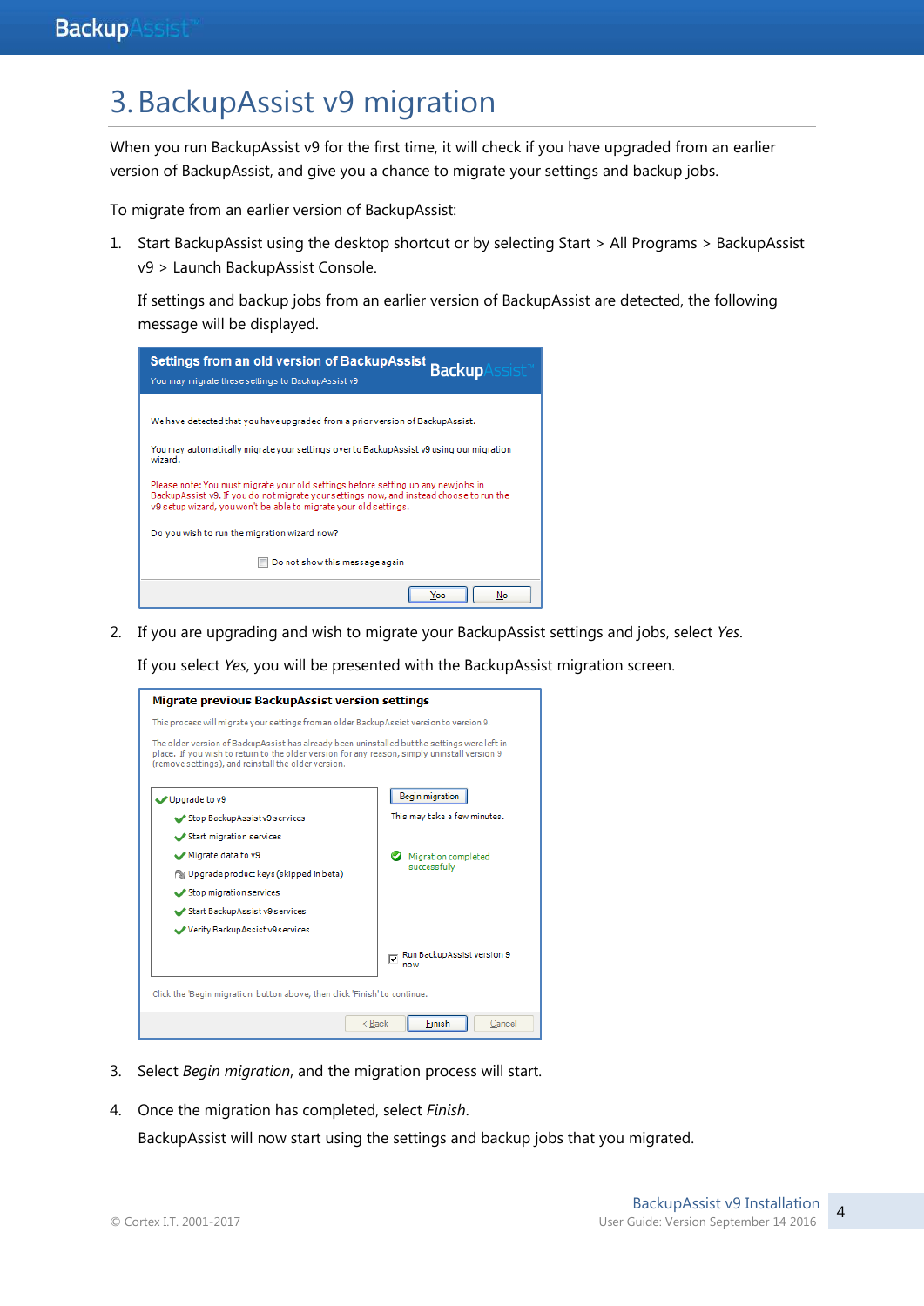# 3. BackupAssist v9 migration

When you run BackupAssist v9 for the first time, it will check if you have upgraded from an earlier version of BackupAssist, and give you a chance to migrate your settings and backup jobs.

To migrate from an earlier version of BackupAssist:

1. Start BackupAssist using the desktop shortcut or by selecting Start > All Programs > BackupAssist v9 > Launch BackupAssist Console.

   If settings and backup jobs from an earlier version of BackupAssist are detected, the following message will be displayed.

2. If you are upgrading and wish to migrate your BackupAssist settings and jobs, select *Yes*.

   If you select *Yes*, you will be presented with the BackupAssist migration screen.

3. Select *Begin migration*, and the migration process will start.

4. Once the migration has completed, select *Finish*.

   BackupAssist will now start using the settings and backup jobs that you migrated.